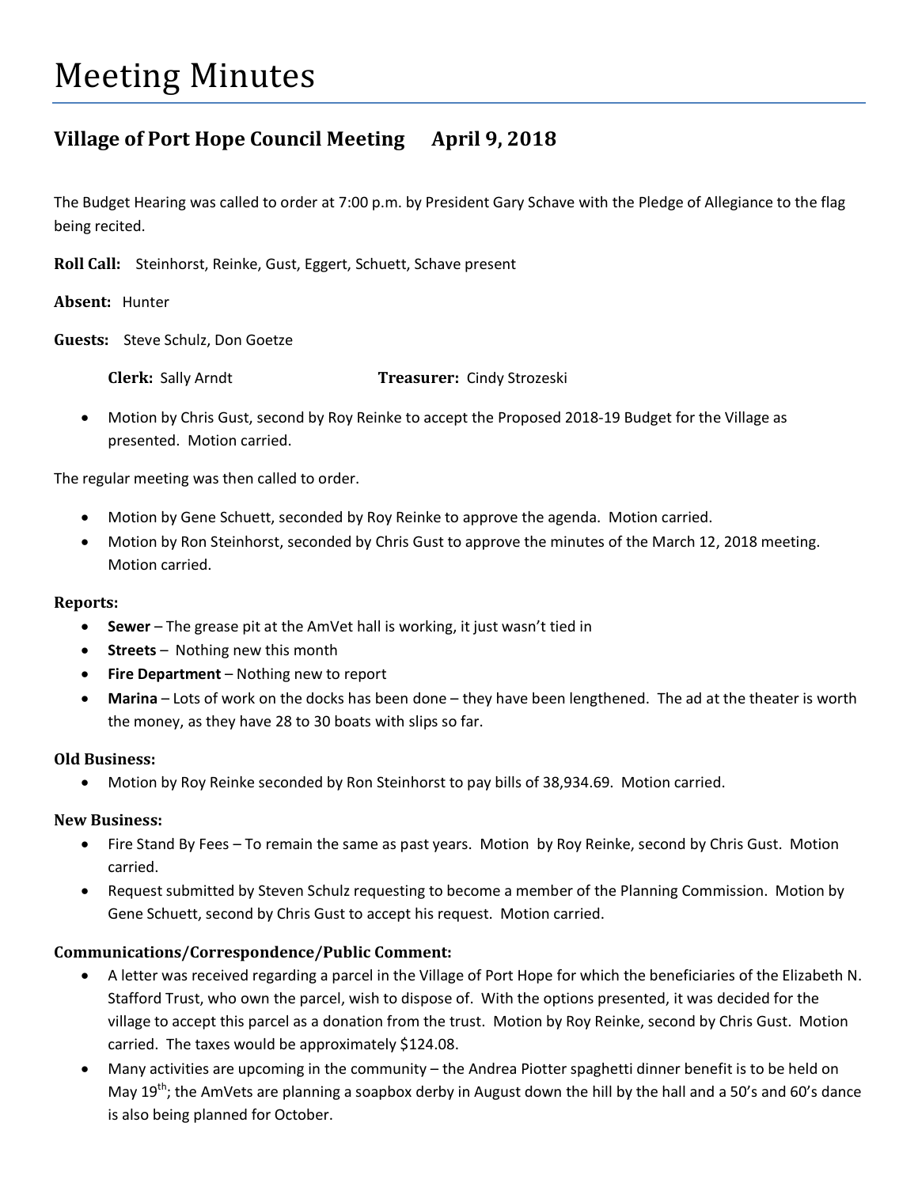# Meeting Minutes

## Village of Port Hope Council Meeting April 9, 2018

The Budget Hearing was called to order at 7:00 p.m. by President Gary Schave with the Pledge of Allegiance to the flag being recited.

**Roll Call:** Steinhorst, Reinke, Gust, Eggert, Schuett, Schave present

**Absent:** Hunter

**Guests:** Steve Schulz, Don Goetze

**Clerk:** Sally Arndt **Treasurer:** Cindy Strozeski

- Motion by Chris Gust, second by Roy Reinke to accept the Proposed 2018-19 Budget for the Village as presented. Motion carried.

The regular meeting was then called to order.

- Motion by Gene Schuett, seconded by Roy Reinke to approve the agenda. Motion carried.
- Motion by Ron Steinhorst, seconded by Chris Gust to approve the minutes of the March 12, 2018 meeting. Motion carried.

### Reports:

- **Sewer** – The grease pit at the AmVet hall is working, it just wasn't tied in
- **Streets** – Nothing new this month
- **Fire Department** – Nothing new to report
- **Marina** – Lots of work on the docks has been done – they have been lengthened. The ad at the theater is worth the money, as they have 28 to 30 boats with slips so far.

### Old Business:

- Motion by Roy Reinke seconded by Ron Steinhorst to pay bills of 38,934.69. Motion carried.

### New Business:

- Fire Stand By Fees – To remain the same as past years. Motion by Roy Reinke, second by Chris Gust. Motion carried.
- Request submitted by Steven Schulz requesting to become a member of the Planning Commission. Motion by Gene Schuett, second by Chris Gust to accept his request. Motion carried.

### Communications/Correspondence/Public Comment:

- A letter was received regarding a parcel in the Village of Port Hope for which the beneficiaries of the Elizabeth N. Stafford Trust, who own the parcel, wish to dispose of. With the options presented, it was decided for the village to accept this parcel as a donation from the trust. Motion by Roy Reinke, second by Chris Gust. Motion carried. The taxes would be approximately $124.08.
- Many activities are upcoming in the community – the Andrea Piotter spaghetti dinner benefit is to be held on May 19th; the AmVets are planning a soapbox derby in August down the hill by the hall and a 50's and 60's dance is also being planned for October.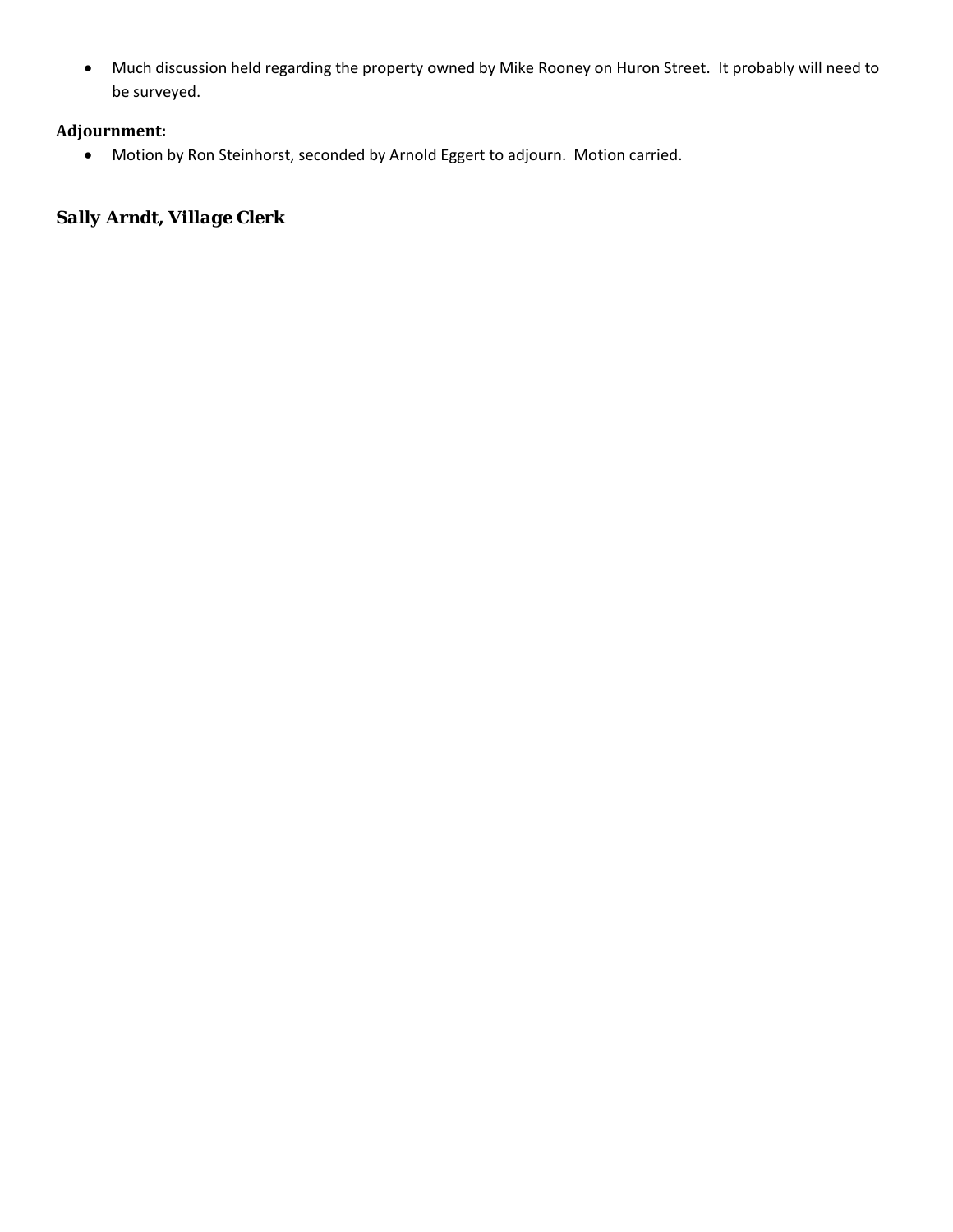- Much discussion held regarding the property owned by Mike Rooney on Huron Street. It probably will need to be surveyed.

**Adjournment:**

- Motion by Ron Steinhorst, seconded by Arnold Eggert to adjourn. Motion carried.

**Sally Arndt, Village Clerk**